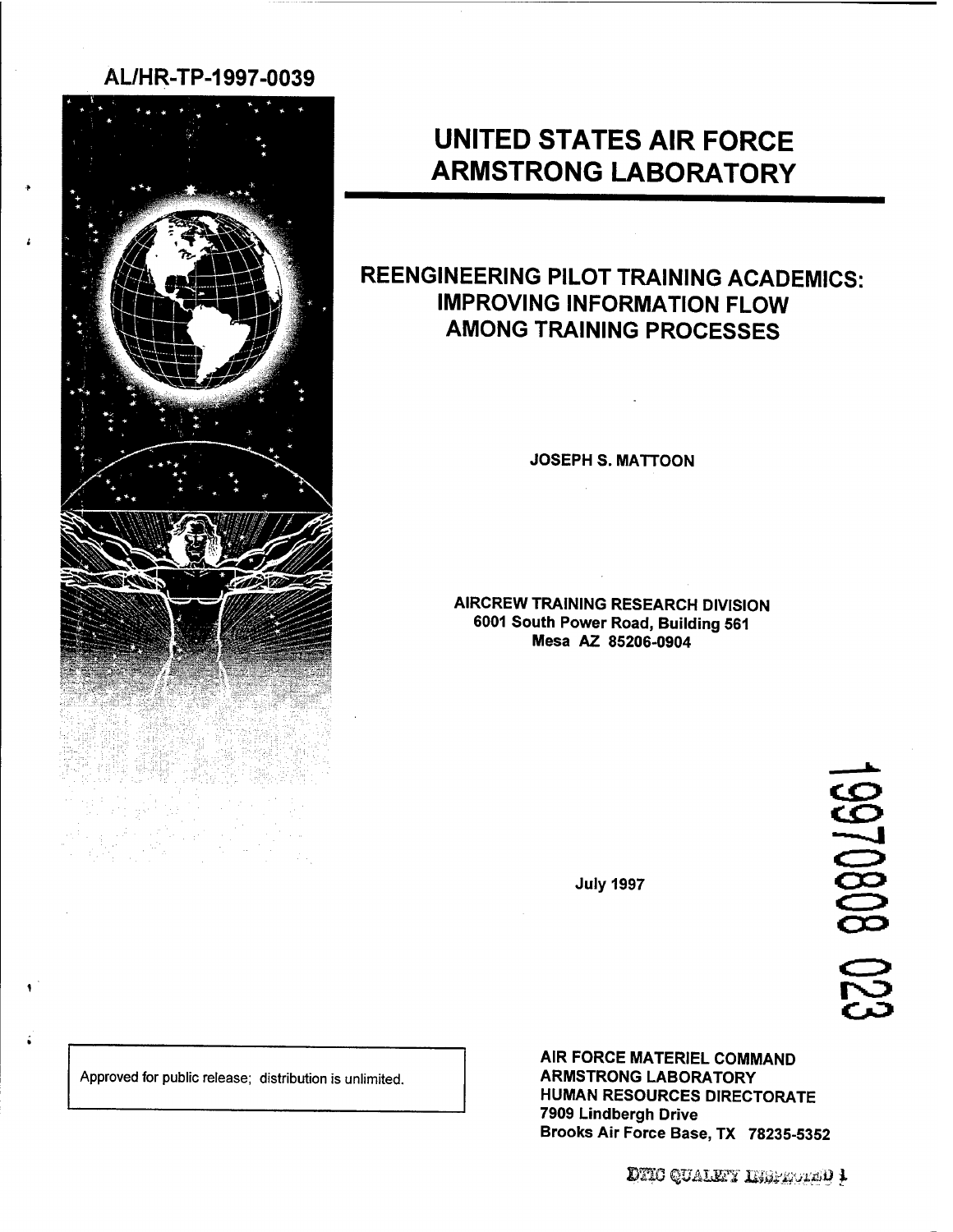AL/HR-TP-1997-0039

# UNITED STATES AIR FORCE ARMSTRONG LABORATORY

## REENGINEERING PILOT TRAINING ACADEMICS: IMPROVING INFORMATION FLOW AMONG TRAINING PROCESSES

**JOSEPH S. MATTOON**

**AIRCREW TRAINING RESEARCH DIVISION**
**6001 South Power Road, Building 561**
**Mesa AZ 85206-0904**

19970808 023

July 1997

Approved for public release; distribution is unlimited.

**AIR FORCE MATERIEL COMMAND**
**ARMSTRONG LABORATORY**
**HUMAN RESOURCES DIRECTORATE**
**7909 Lindbergh Drive**
**Brooks Air Force Base, TX 78235-5352**

DTIC QUALITY INSPECTED 1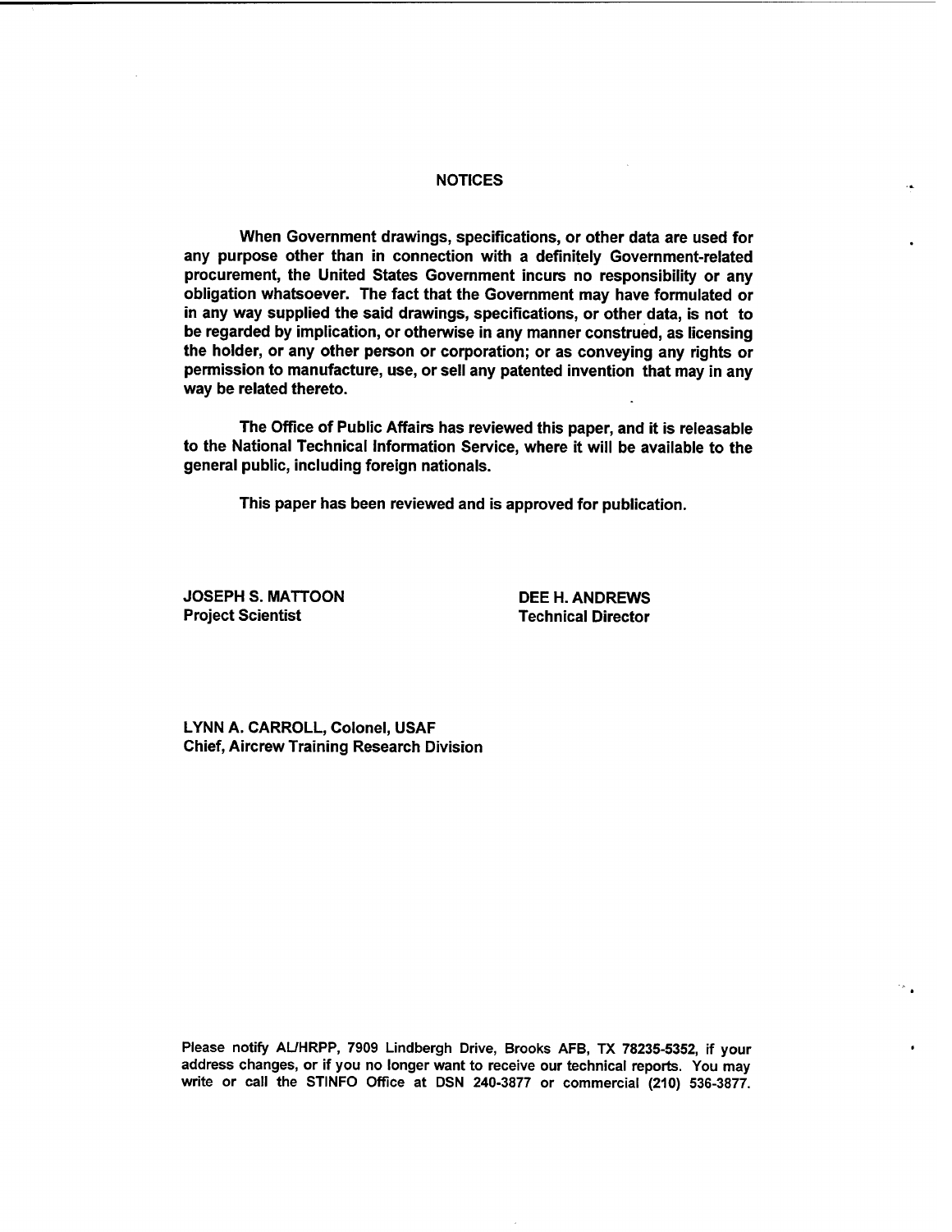## NOTICES

When Government drawings, specifications, or other data are used for any purpose other than in connection with a definitely Government-related procurement, the United States Government incurs no responsibility or any obligation whatsoever. The fact that the Government may have formulated or in any way supplied the said drawings, specifications, or other data, is not to be regarded by implication, or otherwise in any manner construed, as licensing the holder, or any other person or corporation; or as conveying any rights or permission to manufacture, use, or sell any patented invention that may in any way be related thereto.

The Office of Public Affairs has reviewed this paper, and it is releasable to the National Technical Information Service, where it will be available to the general public, including foreign nationals.

This paper has been reviewed and is approved for publication.

JOSEPH S. MATTOON
Project Scientist

DEE H. ANDREWS
Technical Director

LYNN A. CARROLL, Colonel, USAF
Chief, Aircrew Training Research Division

Please notify AL/HRPP, 7909 Lindbergh Drive, Brooks AFB, TX 78235-5352, if your address changes, or if you no longer want to receive our technical reports. You may write or call the STINFO Office at DSN 240-3877 or commercial (210) 536-3877.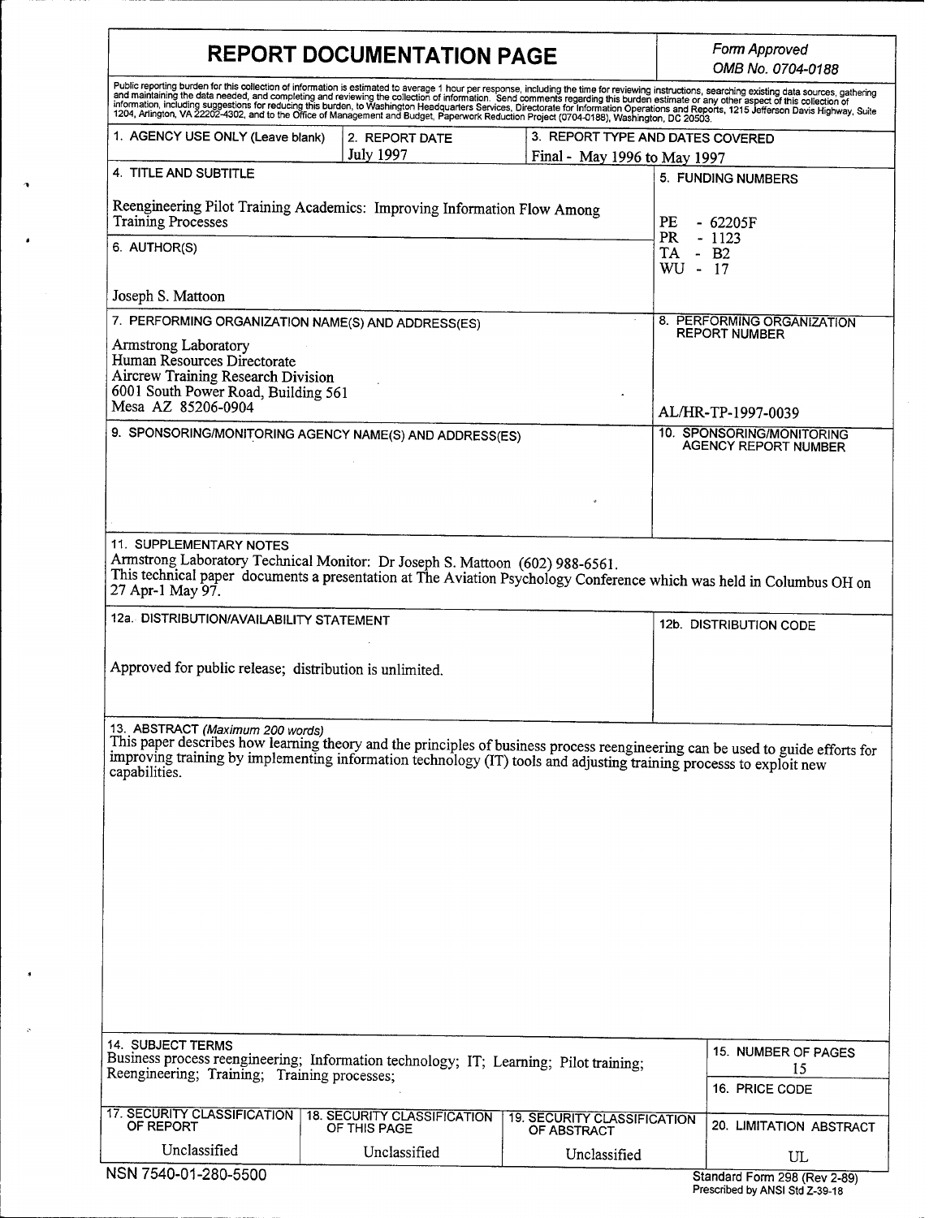# REPORT DOCUMENTATION PAGE

*Form Approved*
*OMB No. 0704-0188*

Public reporting burden for this collection of information is estimated to average 1 hour per response, including the time for reviewing instructions, searching existing data sources, gathering and maintaining the data needed, and completing and reviewing the collection of information. Send comments regarding this burden estimate or any other aspect of this collection of information, including suggestions for reducing this burden, to Washington Headquarters Services, Directorate for Information Operations and Reports, 1215 Jefferson Davis Highway, Suite 1204, Arlington, VA 22202-4302, and to the Office of Management and Budget, Paperwork Reduction Project (0704-0188), Washington, DC 20503.

| 1. AGENCY USE ONLY (Leave blank) | 2. REPORT DATE | 3. REPORT TYPE AND DATES COVERED |
|---|---|---|
| | July 1997 | Final - May 1996 to May 1997 |

**4. TITLE AND SUBTITLE**

Reengineering Pilot Training Academics: Improving Information Flow Among Training Processes

**5. FUNDING NUMBERS**

PE - 62205F
PR - 1123
TA - B2
WU - 17

**6. AUTHOR(S)**

Joseph S. Mattoon

**7. PERFORMING ORGANIZATION NAME(S) AND ADDRESS(ES)**

Armstrong Laboratory
Human Resources Directorate
Aircrew Training Research Division
6001 South Power Road, Building 561
Mesa AZ 85206-0904

**8. PERFORMING ORGANIZATION REPORT NUMBER**

AL/HR-TP-1997-0039

**9. SPONSORING/MONITORING AGENCY NAME(S) AND ADDRESS(ES)**

**10. SPONSORING/MONITORING AGENCY REPORT NUMBER**

**11. SUPPLEMENTARY NOTES**

Armstrong Laboratory Technical Monitor: Dr Joseph S. Mattoon (602) 988-6561.
This technical paper documents a presentation at The Aviation Psychology Conference which was held in Columbus OH on 27 Apr-1 May 97.

**12a. DISTRIBUTION/AVAILABILITY STATEMENT**

Approved for public release; distribution is unlimited.

**12b. DISTRIBUTION CODE**

**13. ABSTRACT** *(Maximum 200 words)*

This paper describes how learning theory and the principles of business process reengineering can be used to guide efforts for improving training by implementing information technology (IT) tools and adjusting training processs to exploit new capabilities.

**14. SUBJECT TERMS**

Business process reengineering; Information technology; IT; Learning; Pilot training; Reengineering; Training; Training processes;

**15. NUMBER OF PAGES**

15

**16. PRICE CODE**

| 17. SECURITY CLASSIFICATION OF REPORT | 18. SECURITY CLASSIFICATION OF THIS PAGE | 19. SECURITY CLASSIFICATION OF ABSTRACT | 20. LIMITATION ABSTRACT |
|---|---|---|---|
| Unclassified | Unclassified | Unclassified | UL |

NSN 7540-01-280-5500

Standard Form 298 (Rev 2-89)
Prescribed by ANSI Std Z-39-18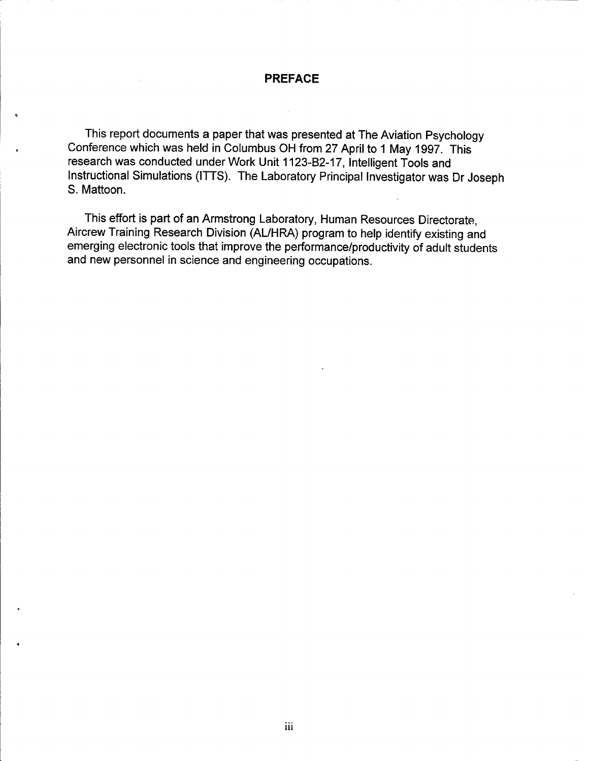## PREFACE

This report documents a paper that was presented at The Aviation Psychology Conference which was held in Columbus OH from 27 April to 1 May 1997. This research was conducted under Work Unit 1123-B2-17, Intelligent Tools and Instructional Simulations (ITTS). The Laboratory Principal Investigator was Dr Joseph S. Mattoon.

This effort is part of an Armstrong Laboratory, Human Resources Directorate, Aircrew Training Research Division (AL/HRA) program to help identify existing and emerging electronic tools that improve the performance/productivity of adult students and new personnel in science and engineering occupations.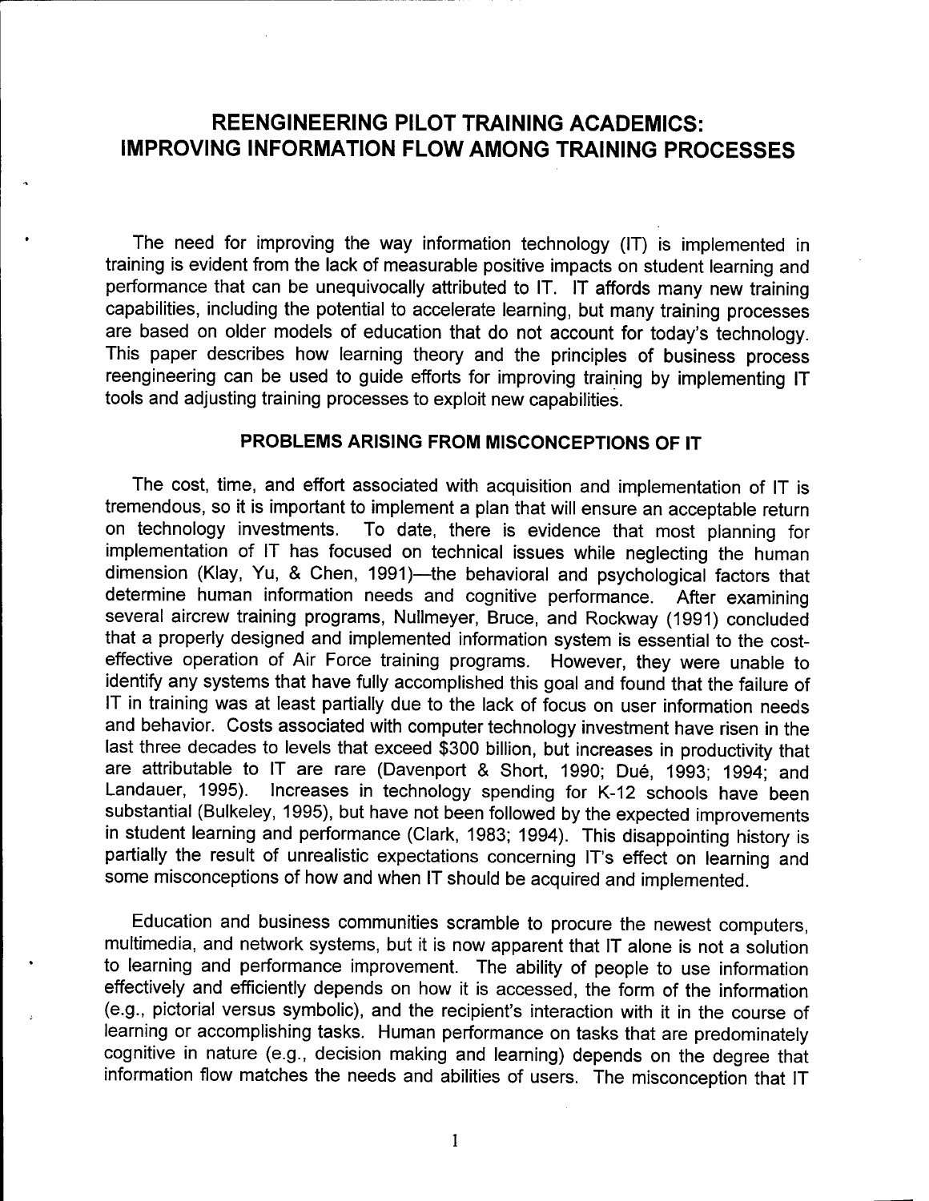# REENGINEERING PILOT TRAINING ACADEMICS: IMPROVING INFORMATION FLOW AMONG TRAINING PROCESSES

The need for improving the way information technology (IT) is implemented in training is evident from the lack of measurable positive impacts on student learning and performance that can be unequivocally attributed to IT. IT affords many new training capabilities, including the potential to accelerate learning, but many training processes are based on older models of education that do not account for today's technology. This paper describes how learning theory and the principles of business process reengineering can be used to guide efforts for improving training by implementing IT tools and adjusting training processes to exploit new capabilities.

## PROBLEMS ARISING FROM MISCONCEPTIONS OF IT

The cost, time, and effort associated with acquisition and implementation of IT is tremendous, so it is important to implement a plan that will ensure an acceptable return on technology investments. To date, there is evidence that most planning for implementation of IT has focused on technical issues while neglecting the human dimension (Klay, Yu, & Chen, 1991)—the behavioral and psychological factors that determine human information needs and cognitive performance. After examining several aircrew training programs, Nullmeyer, Bruce, and Rockway (1991) concluded that a properly designed and implemented information system is essential to the cost-effective operation of Air Force training programs. However, they were unable to identify any systems that have fully accomplished this goal and found that the failure of IT in training was at least partially due to the lack of focus on user information needs and behavior. Costs associated with computer technology investment have risen in the last three decades to levels that exceed $300 billion, but increases in productivity that are attributable to IT are rare (Davenport & Short, 1990; Dué, 1993; 1994; and Landauer, 1995). Increases in technology spending for K-12 schools have been substantial (Bulkeley, 1995), but have not been followed by the expected improvements in student learning and performance (Clark, 1983; 1994). This disappointing history is partially the result of unrealistic expectations concerning IT's effect on learning and some misconceptions of how and when IT should be acquired and implemented.

Education and business communities scramble to procure the newest computers, multimedia, and network systems, but it is now apparent that IT alone is not a solution to learning and performance improvement. The ability of people to use information effectively and efficiently depends on how it is accessed, the form of the information (e.g., pictorial versus symbolic), and the recipient's interaction with it in the course of learning or accomplishing tasks. Human performance on tasks that are predominately cognitive in nature (e.g., decision making and learning) depends on the degree that information flow matches the needs and abilities of users. The misconception that IT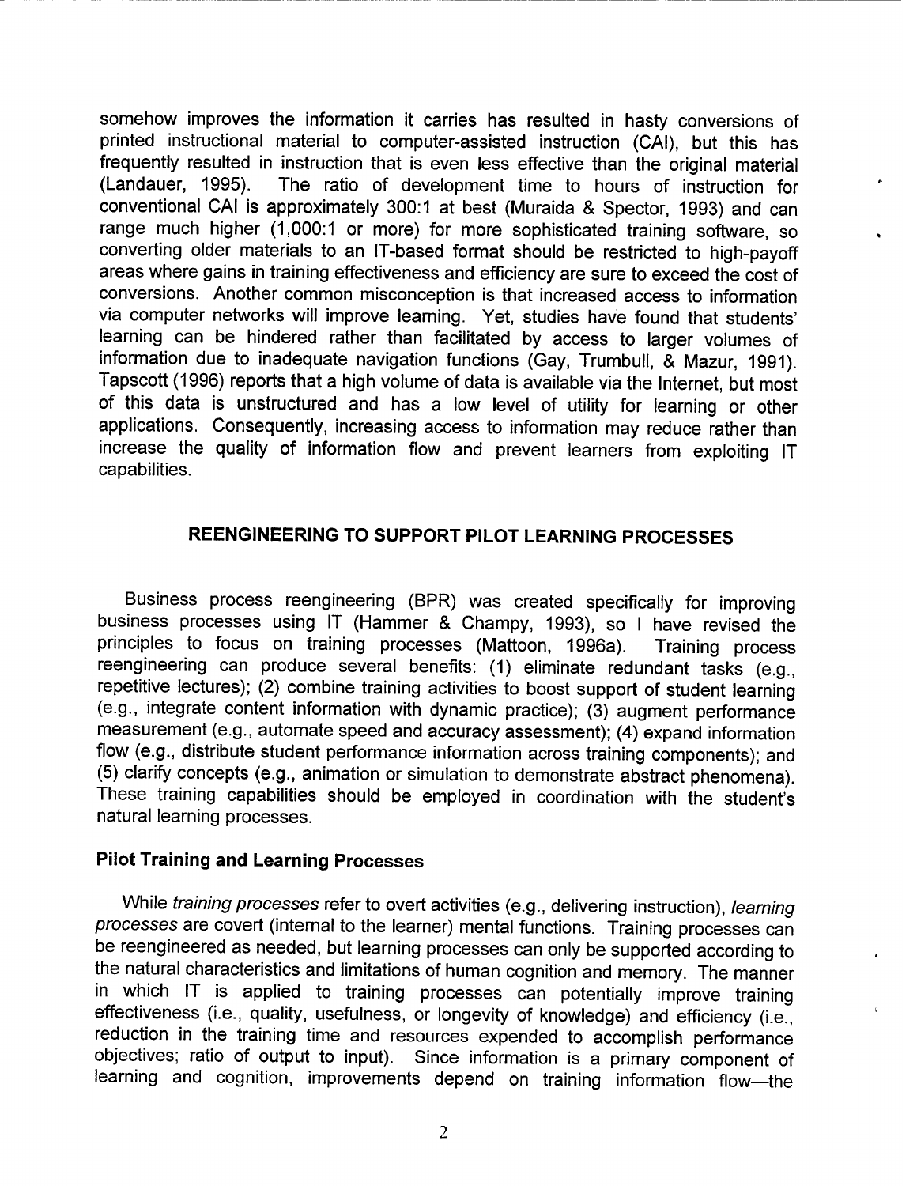somehow improves the information it carries has resulted in hasty conversions of printed instructional material to computer-assisted instruction (CAI), but this has frequently resulted in instruction that is even less effective than the original material (Landauer, 1995). The ratio of development time to hours of instruction for conventional CAI is approximately 300:1 at best (Muraida & Spector, 1993) and can range much higher (1,000:1 or more) for more sophisticated training software, so converting older materials to an IT-based format should be restricted to high-payoff areas where gains in training effectiveness and efficiency are sure to exceed the cost of conversions. Another common misconception is that increased access to information via computer networks will improve learning. Yet, studies have found that students' learning can be hindered rather than facilitated by access to larger volumes of information due to inadequate navigation functions (Gay, Trumbull, & Mazur, 1991). Tapscott (1996) reports that a high volume of data is available via the Internet, but most of this data is unstructured and has a low level of utility for learning or other applications. Consequently, increasing access to information may reduce rather than increase the quality of information flow and prevent learners from exploiting IT capabilities.

## REENGINEERING TO SUPPORT PILOT LEARNING PROCESSES

Business process reengineering (BPR) was created specifically for improving business processes using IT (Hammer & Champy, 1993), so I have revised the principles to focus on training processes (Mattoon, 1996a). Training process reengineering can produce several benefits: (1) eliminate redundant tasks (e.g., repetitive lectures); (2) combine training activities to boost support of student learning (e.g., integrate content information with dynamic practice); (3) augment performance measurement (e.g., automate speed and accuracy assessment); (4) expand information flow (e.g., distribute student performance information across training components); and (5) clarify concepts (e.g., animation or simulation to demonstrate abstract phenomena). These training capabilities should be employed in coordination with the student's natural learning processes.

### Pilot Training and Learning Processes

While *training processes* refer to overt activities (e.g., delivering instruction), *learning processes* are covert (internal to the learner) mental functions. Training processes can be reengineered as needed, but learning processes can only be supported according to the natural characteristics and limitations of human cognition and memory. The manner in which IT is applied to training processes can potentially improve training effectiveness (i.e., quality, usefulness, or longevity of knowledge) and efficiency (i.e., reduction in the training time and resources expended to accomplish performance objectives; ratio of output to input). Since information is a primary component of learning and cognition, improvements depend on training information flow—the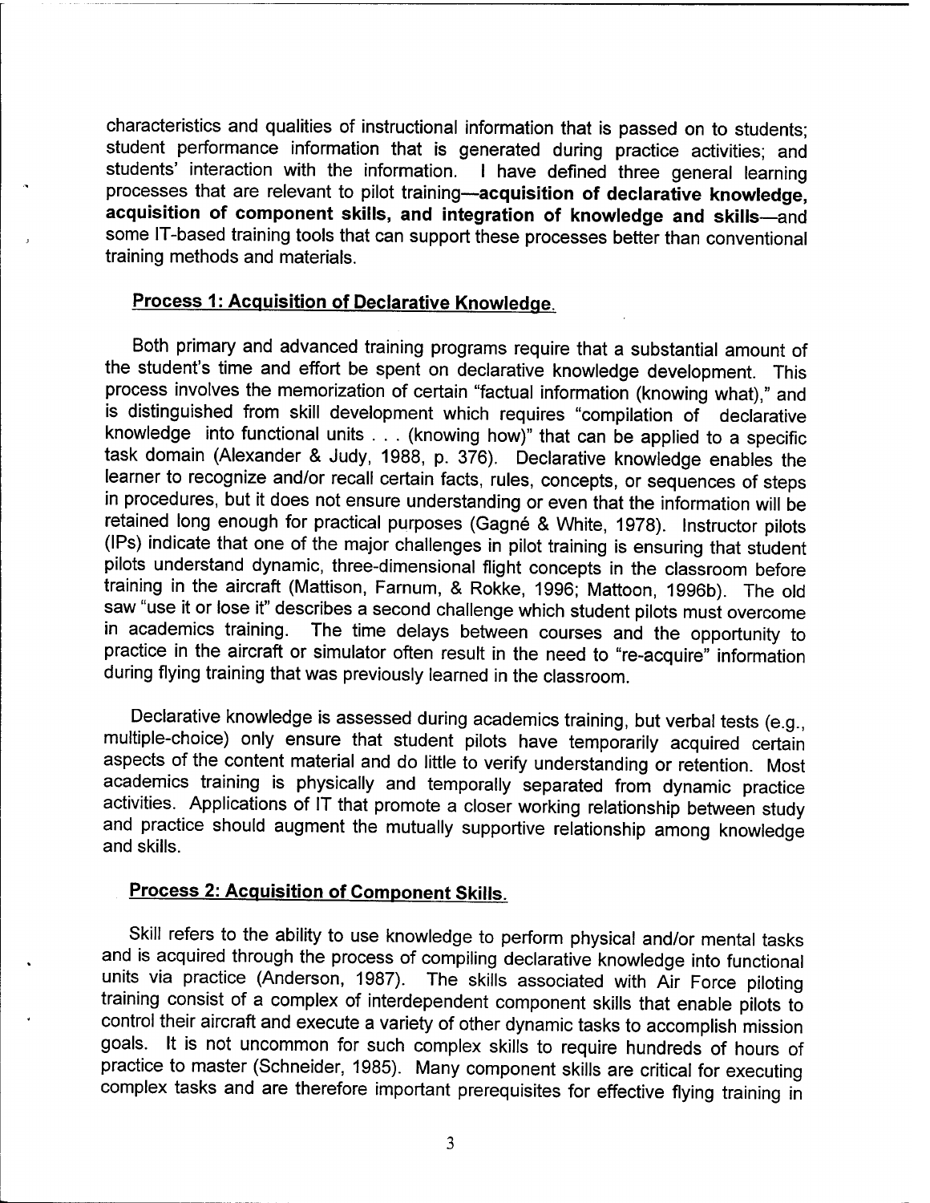characteristics and qualities of instructional information that is passed on to students; student performance information that is generated during practice activities; and students' interaction with the information. I have defined three general learning processes that are relevant to pilot training—**acquisition of declarative knowledge, acquisition of component skills, and integration of knowledge and skills**—and some IT-based training tools that can support these processes better than conventional training methods and materials.

## Process 1: Acquisition of Declarative Knowledge.

Both primary and advanced training programs require that a substantial amount of the student's time and effort be spent on declarative knowledge development. This process involves the memorization of certain "factual information (knowing what)," and is distinguished from skill development which requires "compilation of declarative knowledge into functional units . . . (knowing how)" that can be applied to a specific task domain (Alexander & Judy, 1988, p. 376). Declarative knowledge enables the learner to recognize and/or recall certain facts, rules, concepts, or sequences of steps in procedures, but it does not ensure understanding or even that the information will be retained long enough for practical purposes (Gagné & White, 1978). Instructor pilots (IPs) indicate that one of the major challenges in pilot training is ensuring that student pilots understand dynamic, three-dimensional flight concepts in the classroom before training in the aircraft (Mattison, Farnum, & Rokke, 1996; Mattoon, 1996b). The old saw "use it or lose it" describes a second challenge which student pilots must overcome in academics training. The time delays between courses and the opportunity to practice in the aircraft or simulator often result in the need to "re-acquire" information during flying training that was previously learned in the classroom.

Declarative knowledge is assessed during academics training, but verbal tests (e.g., multiple-choice) only ensure that student pilots have temporarily acquired certain aspects of the content material and do little to verify understanding or retention. Most academics training is physically and temporally separated from dynamic practice activities. Applications of IT that promote a closer working relationship between study and practice should augment the mutually supportive relationship among knowledge and skills.

## Process 2: Acquisition of Component Skills.

Skill refers to the ability to use knowledge to perform physical and/or mental tasks and is acquired through the process of compiling declarative knowledge into functional units via practice (Anderson, 1987). The skills associated with Air Force piloting training consist of a complex of interdependent component skills that enable pilots to control their aircraft and execute a variety of other dynamic tasks to accomplish mission goals. It is not uncommon for such complex skills to require hundreds of hours of practice to master (Schneider, 1985). Many component skills are critical for executing complex tasks and are therefore important prerequisites for effective flying training in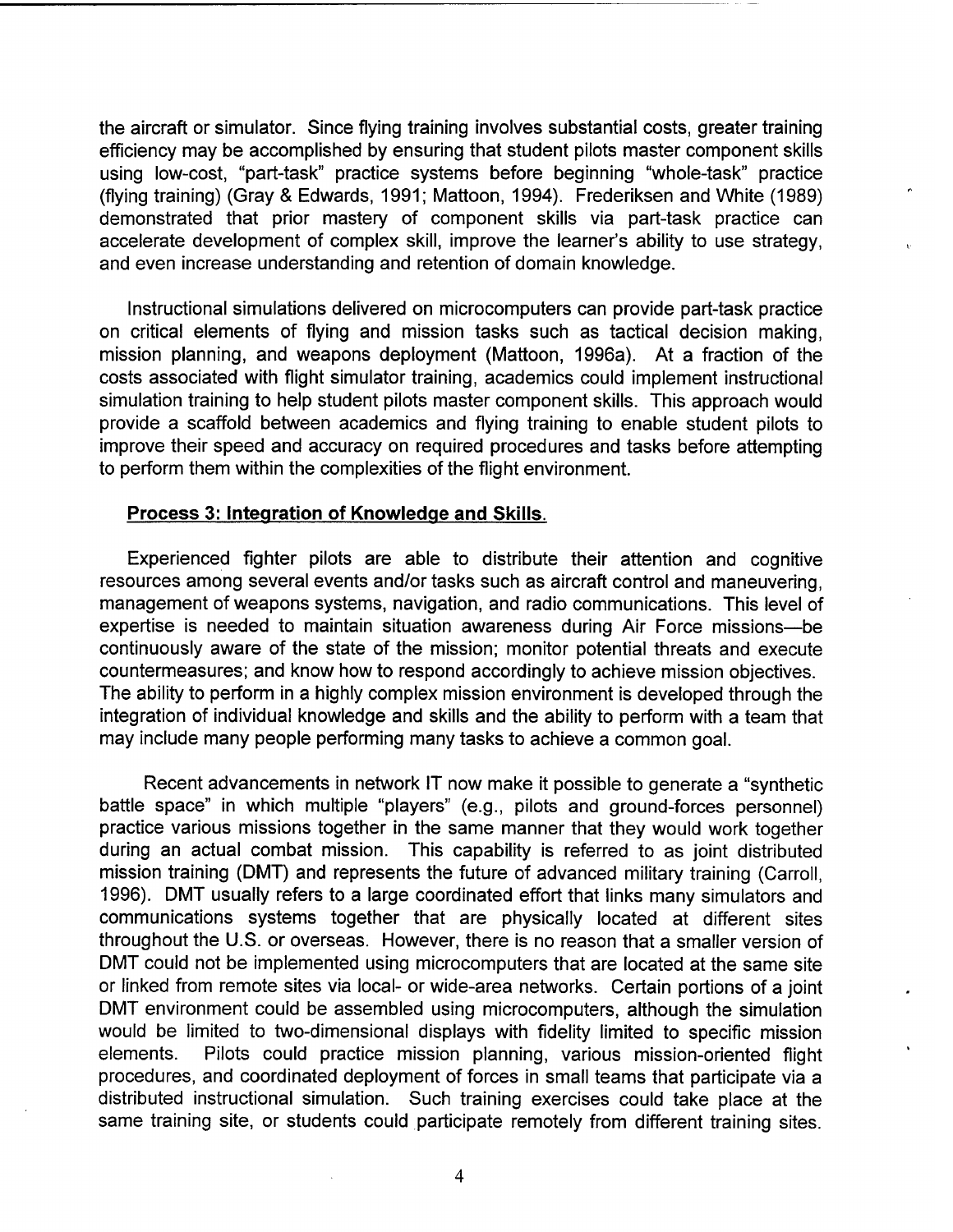the aircraft or simulator. Since flying training involves substantial costs, greater training efficiency may be accomplished by ensuring that student pilots master component skills using low-cost, "part-task" practice systems before beginning "whole-task" practice (flying training) (Gray & Edwards, 1991; Mattoon, 1994). Frederiksen and White (1989) demonstrated that prior mastery of component skills via part-task practice can accelerate development of complex skill, improve the learner's ability to use strategy, and even increase understanding and retention of domain knowledge.

Instructional simulations delivered on microcomputers can provide part-task practice on critical elements of flying and mission tasks such as tactical decision making, mission planning, and weapons deployment (Mattoon, 1996a). At a fraction of the costs associated with flight simulator training, academics could implement instructional simulation training to help student pilots master component skills. This approach would provide a scaffold between academics and flying training to enable student pilots to improve their speed and accuracy on required procedures and tasks before attempting to perform them within the complexities of the flight environment.

**Process 3: Integration of Knowledge and Skills.**

Experienced fighter pilots are able to distribute their attention and cognitive resources among several events and/or tasks such as aircraft control and maneuvering, management of weapons systems, navigation, and radio communications. This level of expertise is needed to maintain situation awareness during Air Force missions—be continuously aware of the state of the mission; monitor potential threats and execute countermeasures; and know how to respond accordingly to achieve mission objectives. The ability to perform in a highly complex mission environment is developed through the integration of individual knowledge and skills and the ability to perform with a team that may include many people performing many tasks to achieve a common goal.

Recent advancements in network IT now make it possible to generate a "synthetic battle space" in which multiple "players" (e.g., pilots and ground-forces personnel) practice various missions together in the same manner that they would work together during an actual combat mission. This capability is referred to as joint distributed mission training (DMT) and represents the future of advanced military training (Carroll, 1996). DMT usually refers to a large coordinated effort that links many simulators and communications systems together that are physically located at different sites throughout the U.S. or overseas. However, there is no reason that a smaller version of DMT could not be implemented using microcomputers that are located at the same site or linked from remote sites via local- or wide-area networks. Certain portions of a joint DMT environment could be assembled using microcomputers, although the simulation would be limited to two-dimensional displays with fidelity limited to specific mission elements. Pilots could practice mission planning, various mission-oriented flight procedures, and coordinated deployment of forces in small teams that participate via a distributed instructional simulation. Such training exercises could take place at the same training site, or students could participate remotely from different training sites.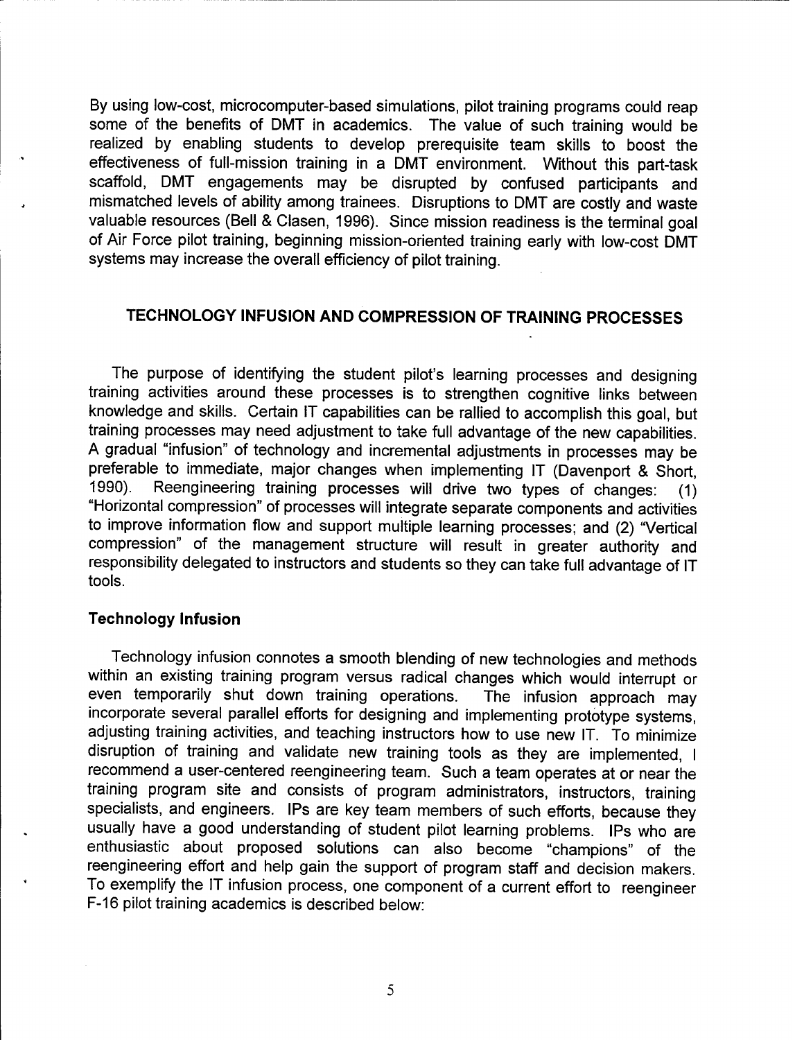By using low-cost, microcomputer-based simulations, pilot training programs could reap some of the benefits of DMT in academics. The value of such training would be realized by enabling students to develop prerequisite team skills to boost the effectiveness of full-mission training in a DMT environment. Without this part-task scaffold, DMT engagements may be disrupted by confused participants and mismatched levels of ability among trainees. Disruptions to DMT are costly and waste valuable resources (Bell & Clasen, 1996). Since mission readiness is the terminal goal of Air Force pilot training, beginning mission-oriented training early with low-cost DMT systems may increase the overall efficiency of pilot training.

## TECHNOLOGY INFUSION AND COMPRESSION OF TRAINING PROCESSES

The purpose of identifying the student pilot's learning processes and designing training activities around these processes is to strengthen cognitive links between knowledge and skills. Certain IT capabilities can be rallied to accomplish this goal, but training processes may need adjustment to take full advantage of the new capabilities. A gradual "infusion" of technology and incremental adjustments in processes may be preferable to immediate, major changes when implementing IT (Davenport & Short, 1990). Reengineering training processes will drive two types of changes: (1) "Horizontal compression" of processes will integrate separate components and activities to improve information flow and support multiple learning processes; and (2) "Vertical compression" of the management structure will result in greater authority and responsibility delegated to instructors and students so they can take full advantage of IT tools.

### Technology Infusion

Technology infusion connotes a smooth blending of new technologies and methods within an existing training program versus radical changes which would interrupt or even temporarily shut down training operations. The infusion approach may incorporate several parallel efforts for designing and implementing prototype systems, adjusting training activities, and teaching instructors how to use new IT. To minimize disruption of training and validate new training tools as they are implemented, I recommend a user-centered reengineering team. Such a team operates at or near the training program site and consists of program administrators, instructors, training specialists, and engineers. IPs are key team members of such efforts, because they usually have a good understanding of student pilot learning problems. IPs who are enthusiastic about proposed solutions can also become "champions" of the reengineering effort and help gain the support of program staff and decision makers. To exemplify the IT infusion process, one component of a current effort to reengineer F-16 pilot training academics is described below: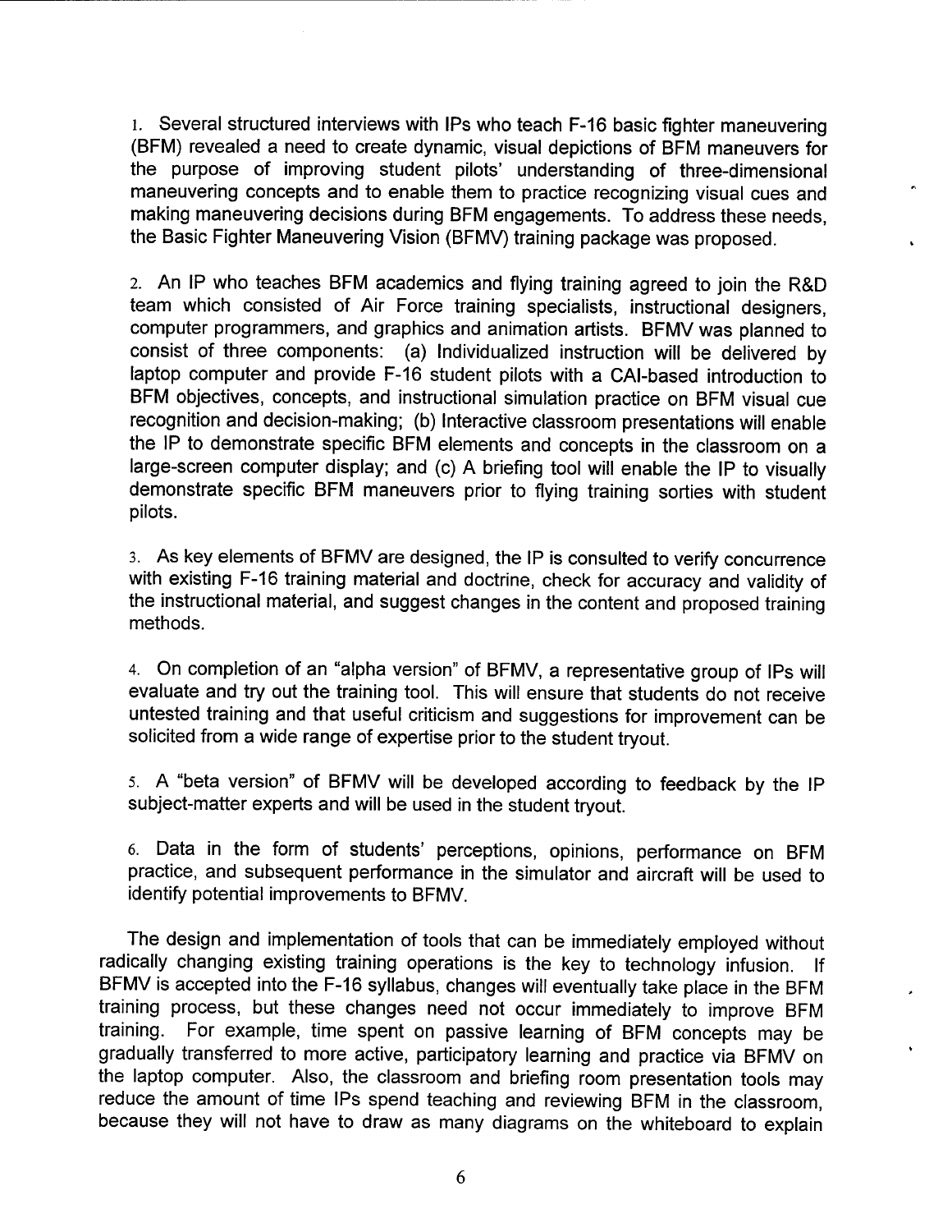1. Several structured interviews with IPs who teach F-16 basic fighter maneuvering (BFM) revealed a need to create dynamic, visual depictions of BFM maneuvers for the purpose of improving student pilots' understanding of three-dimensional maneuvering concepts and to enable them to practice recognizing visual cues and making maneuvering decisions during BFM engagements. To address these needs, the Basic Fighter Maneuvering Vision (BFMV) training package was proposed.

2. An IP who teaches BFM academics and flying training agreed to join the R&D team which consisted of Air Force training specialists, instructional designers, computer programmers, and graphics and animation artists. BFMV was planned to consist of three components: (a) Individualized instruction will be delivered by laptop computer and provide F-16 student pilots with a CAI-based introduction to BFM objectives, concepts, and instructional simulation practice on BFM visual cue recognition and decision-making; (b) Interactive classroom presentations will enable the IP to demonstrate specific BFM elements and concepts in the classroom on a large-screen computer display; and (c) A briefing tool will enable the IP to visually demonstrate specific BFM maneuvers prior to flying training sorties with student pilots.

3. As key elements of BFMV are designed, the IP is consulted to verify concurrence with existing F-16 training material and doctrine, check for accuracy and validity of the instructional material, and suggest changes in the content and proposed training methods.

4. On completion of an "alpha version" of BFMV, a representative group of IPs will evaluate and try out the training tool. This will ensure that students do not receive untested training and that useful criticism and suggestions for improvement can be solicited from a wide range of expertise prior to the student tryout.

5. A "beta version" of BFMV will be developed according to feedback by the IP subject-matter experts and will be used in the student tryout.

6. Data in the form of students' perceptions, opinions, performance on BFM practice, and subsequent performance in the simulator and aircraft will be used to identify potential improvements to BFMV.

The design and implementation of tools that can be immediately employed without radically changing existing training operations is the key to technology infusion. If BFMV is accepted into the F-16 syllabus, changes will eventually take place in the BFM training process, but these changes need not occur immediately to improve BFM training. For example, time spent on passive learning of BFM concepts may be gradually transferred to more active, participatory learning and practice via BFMV on the laptop computer. Also, the classroom and briefing room presentation tools may reduce the amount of time IPs spend teaching and reviewing BFM in the classroom, because they will not have to draw as many diagrams on the whiteboard to explain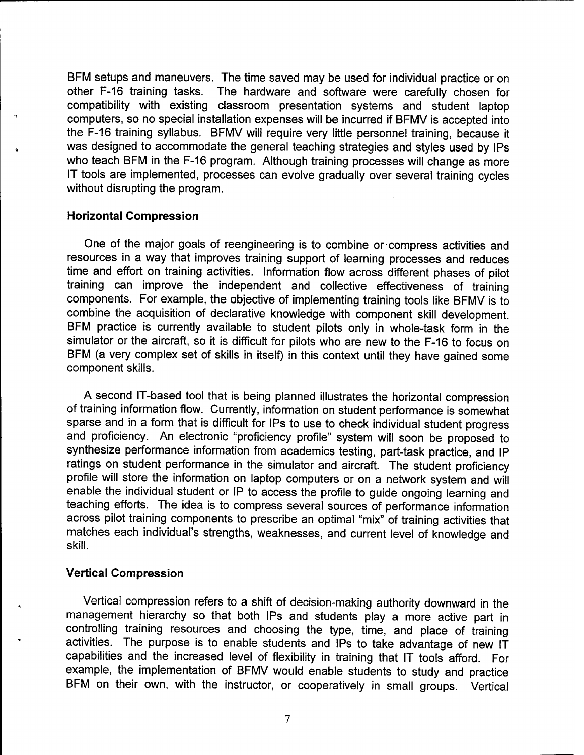BFM setups and maneuvers. The time saved may be used for individual practice or on other F-16 training tasks. The hardware and software were carefully chosen for compatibility with existing classroom presentation systems and student laptop computers, so no special installation expenses will be incurred if BFMV is accepted into the F-16 training syllabus. BFMV will require very little personnel training, because it was designed to accommodate the general teaching strategies and styles used by IPs who teach BFM in the F-16 program. Although training processes will change as more IT tools are implemented, processes can evolve gradually over several training cycles without disrupting the program.

### Horizontal Compression

One of the major goals of reengineering is to combine or compress activities and resources in a way that improves training support of learning processes and reduces time and effort on training activities. Information flow across different phases of pilot training can improve the independent and collective effectiveness of training components. For example, the objective of implementing training tools like BFMV is to combine the acquisition of declarative knowledge with component skill development. BFM practice is currently available to student pilots only in whole-task form in the simulator or the aircraft, so it is difficult for pilots who are new to the F-16 to focus on BFM (a very complex set of skills in itself) in this context until they have gained some component skills.

A second IT-based tool that is being planned illustrates the horizontal compression of training information flow. Currently, information on student performance is somewhat sparse and in a form that is difficult for IPs to use to check individual student progress and proficiency. An electronic "proficiency profile" system will soon be proposed to synthesize performance information from academics testing, part-task practice, and IP ratings on student performance in the simulator and aircraft. The student proficiency profile will store the information on laptop computers or on a network system and will enable the individual student or IP to access the profile to guide ongoing learning and teaching efforts. The idea is to compress several sources of performance information across pilot training components to prescribe an optimal "mix" of training activities that matches each individual's strengths, weaknesses, and current level of knowledge and skill.

### Vertical Compression

Vertical compression refers to a shift of decision-making authority downward in the management hierarchy so that both IPs and students play a more active part in controlling training resources and choosing the type, time, and place of training activities. The purpose is to enable students and IPs to take advantage of new IT capabilities and the increased level of flexibility in training that IT tools afford. For example, the implementation of BFMV would enable students to study and practice BFM on their own, with the instructor, or cooperatively in small groups. Vertical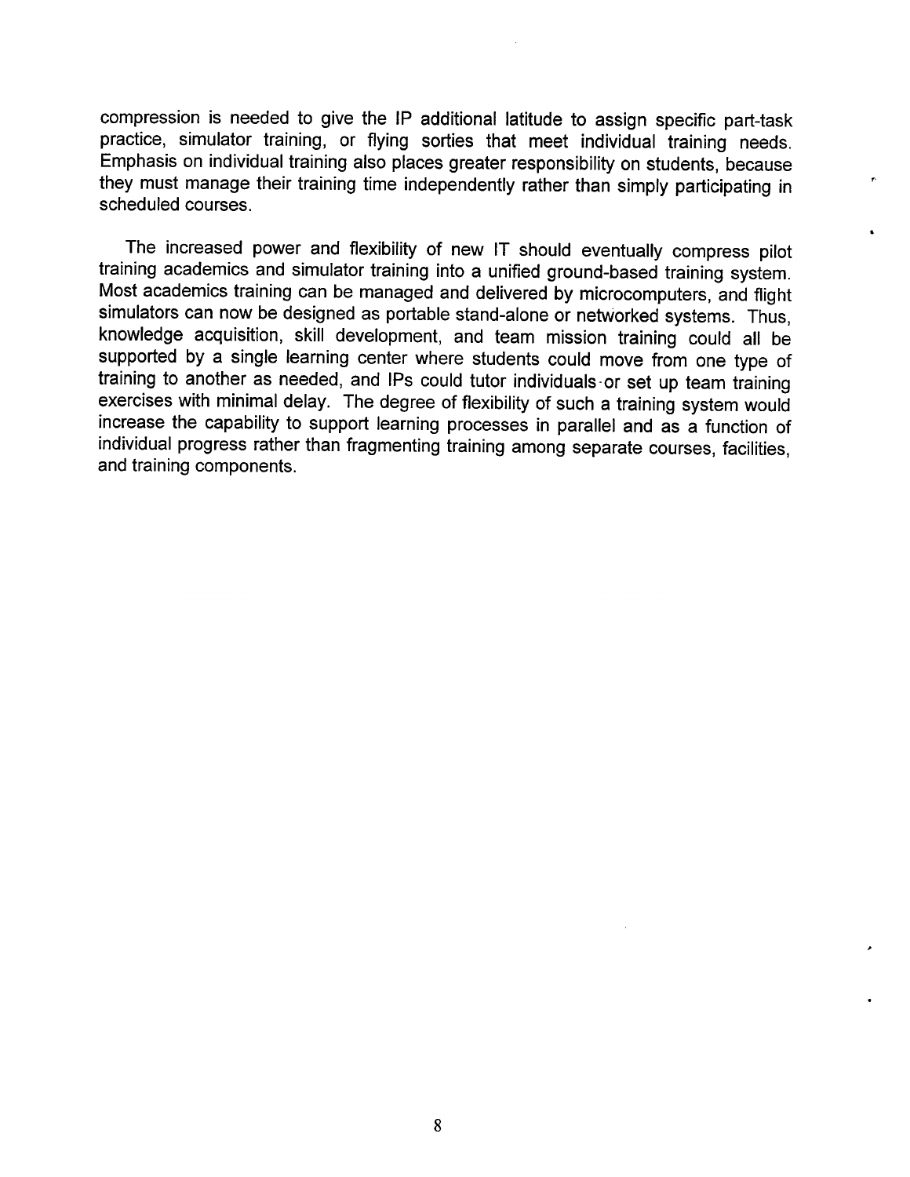compression is needed to give the IP additional latitude to assign specific part-task practice, simulator training, or flying sorties that meet individual training needs. Emphasis on individual training also places greater responsibility on students, because they must manage their training time independently rather than simply participating in scheduled courses.

The increased power and flexibility of new IT should eventually compress pilot training academics and simulator training into a unified ground-based training system. Most academics training can be managed and delivered by microcomputers, and flight simulators can now be designed as portable stand-alone or networked systems. Thus, knowledge acquisition, skill development, and team mission training could all be supported by a single learning center where students could move from one type of training to another as needed, and IPs could tutor individuals or set up team training exercises with minimal delay. The degree of flexibility of such a training system would increase the capability to support learning processes in parallel and as a function of individual progress rather than fragmenting training among separate courses, facilities, and training components.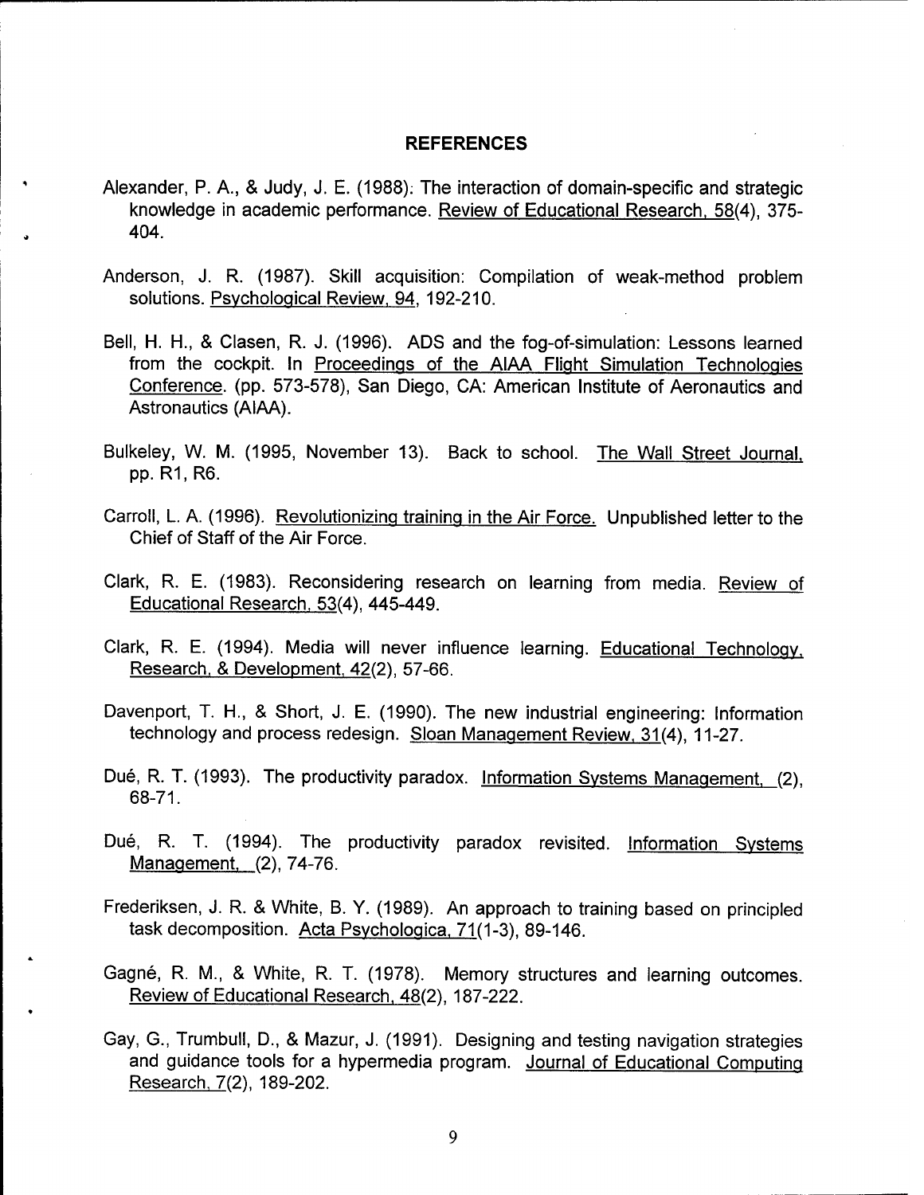## REFERENCES

Alexander, P. A., & Judy, J. E. (1988). The interaction of domain-specific and strategic knowledge in academic performance. Review of Educational Research, 58(4), 375-404.

Anderson, J. R. (1987). Skill acquisition: Compilation of weak-method problem solutions. Psychological Review, 94, 192-210.

Bell, H. H., & Clasen, R. J. (1996). ADS and the fog-of-simulation: Lessons learned from the cockpit. In Proceedings of the AIAA Flight Simulation Technologies Conference. (pp. 573-578), San Diego, CA: American Institute of Aeronautics and Astronautics (AIAA).

Bulkeley, W. M. (1995, November 13). Back to school. The Wall Street Journal, pp. R1, R6.

Carroll, L. A. (1996). Revolutionizing training in the Air Force. Unpublished letter to the Chief of Staff of the Air Force.

Clark, R. E. (1983). Reconsidering research on learning from media. Review of Educational Research, 53(4), 445-449.

Clark, R. E. (1994). Media will never influence learning. Educational Technology, Research, & Development, 42(2), 57-66.

Davenport, T. H., & Short, J. E. (1990). The new industrial engineering: Information technology and process redesign. Sloan Management Review, 31(4), 11-27.

Dué, R. T. (1993). The productivity paradox. Information Systems Management, (2), 68-71.

Dué, R. T. (1994). The productivity paradox revisited. Information Systems Management, (2), 74-76.

Frederiksen, J. R. & White, B. Y. (1989). An approach to training based on principled task decomposition. Acta Psychologica, 71(1-3), 89-146.

Gagné, R. M., & White, R. T. (1978). Memory structures and learning outcomes. Review of Educational Research, 48(2), 187-222.

Gay, G., Trumbull, D., & Mazur, J. (1991). Designing and testing navigation strategies and guidance tools for a hypermedia program. Journal of Educational Computing Research, 7(2), 189-202.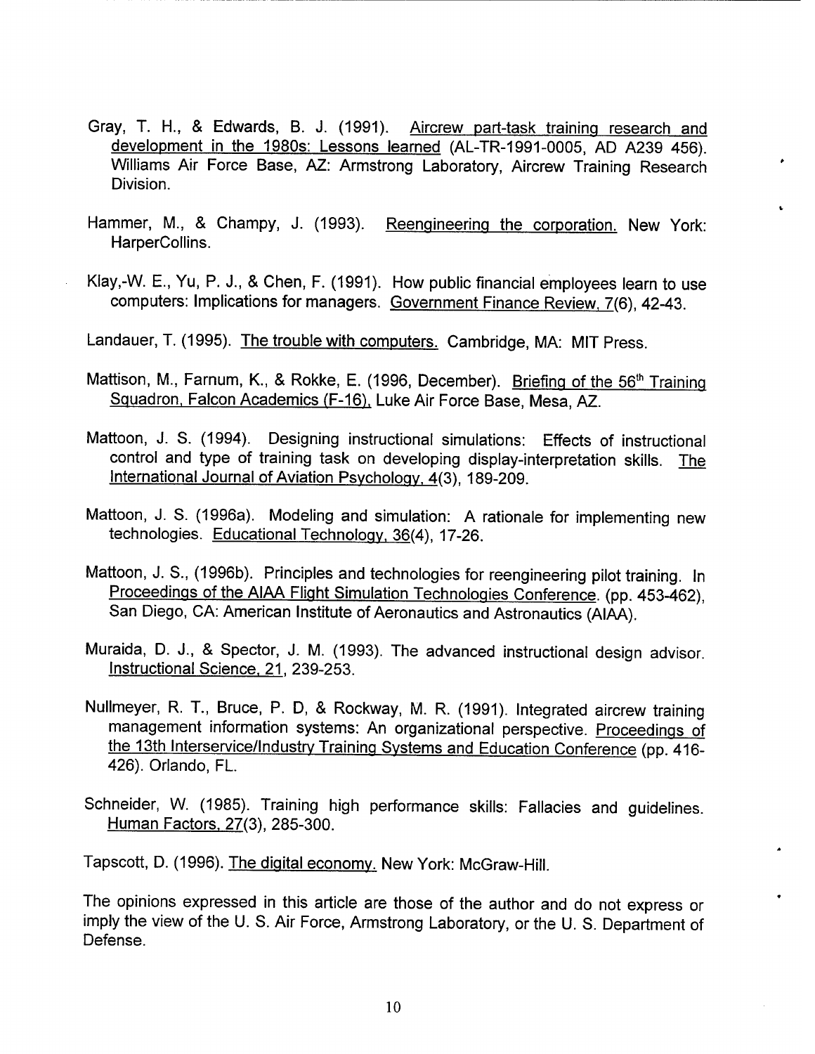Gray, T. H., & Edwards, B. J. (1991). Aircrew part-task training research and development in the 1980s: Lessons learned (AL-TR-1991-0005, AD A239 456). Williams Air Force Base, AZ: Armstrong Laboratory, Aircrew Training Research Division.

Hammer, M., & Champy, J. (1993). Reengineering the corporation. New York: HarperCollins.

Klay,-W. E., Yu, P. J., & Chen, F. (1991). How public financial employees learn to use computers: Implications for managers. Government Finance Review, 7(6), 42-43.

Landauer, T. (1995). The trouble with computers. Cambridge, MA: MIT Press.

Mattison, M., Farnum, K., & Rokke, E. (1996, December). Briefing of the 56th Training Squadron, Falcon Academics (F-16), Luke Air Force Base, Mesa, AZ.

Mattoon, J. S. (1994). Designing instructional simulations: Effects of instructional control and type of training task on developing display-interpretation skills. The International Journal of Aviation Psychology, 4(3), 189-209.

Mattoon, J. S. (1996a). Modeling and simulation: A rationale for implementing new technologies. Educational Technology, 36(4), 17-26.

Mattoon, J. S., (1996b). Principles and technologies for reengineering pilot training. In Proceedings of the AIAA Flight Simulation Technologies Conference. (pp. 453-462), San Diego, CA: American Institute of Aeronautics and Astronautics (AIAA).

Muraida, D. J., & Spector, J. M. (1993). The advanced instructional design advisor. Instructional Science, 21, 239-253.

Nullmeyer, R. T., Bruce, P. D, & Rockway, M. R. (1991). Integrated aircrew training management information systems: An organizational perspective. Proceedings of the 13th Interservice/Industry Training Systems and Education Conference (pp. 416-426). Orlando, FL.

Schneider, W. (1985). Training high performance skills: Fallacies and guidelines. Human Factors, 27(3), 285-300.

Tapscott, D. (1996). The digital economy. New York: McGraw-Hill.

The opinions expressed in this article are those of the author and do not express or imply the view of the U. S. Air Force, Armstrong Laboratory, or the U. S. Department of Defense.